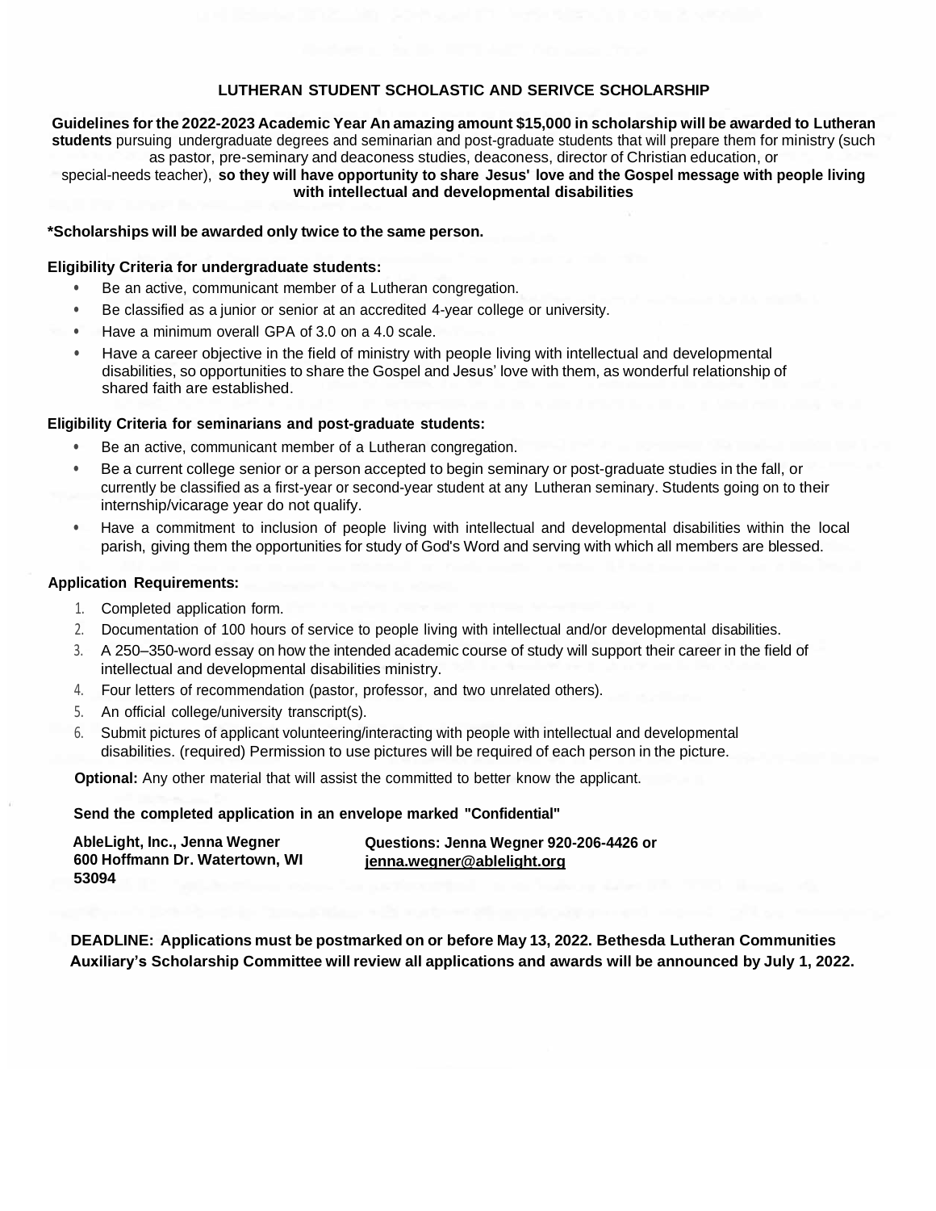# LUTHERAN STUDENT SCHOLASTIC AND SERIVCE SCHOLARSHIP

**Guidelines for the 2022-2023 Academic Year An amazing amount $15,000 in scholarship will be awarded to Lutheran students** pursuing undergraduate degrees and seminarian and post-graduate students that will prepare them for ministry (such as pastor, pre-seminary and deaconess studies, deaconess, director of Christian education, or special-needs teacher), **so they will have opportunity to share Jesus' love and the Gospel message with people living with intellectual and developmental disabilities**

**\*Scholarships will be awarded only twice to the same person.**

**Eligibility Criteria for undergraduate students:**

- Be an active, communicant member of a Lutheran congregation.
- Be classified as a junior or senior at an accredited 4-year college or university.
- Have a minimum overall GPA of 3.0 on a 4.0 scale.
- Have a career objective in the field of ministry with people living with intellectual and developmental disabilities, so opportunities to share the Gospel and Jesus' love with them, as wonderful relationship of shared faith are established.

**Eligibility Criteria for seminarians and post-graduate students:**

- Be an active, communicant member of a Lutheran congregation.
- Be a current college senior or a person accepted to begin seminary or post-graduate studies in the fall, or currently be classified as a first-year or second-year student at any Lutheran seminary. Students going on to their internship/vicarage year do not qualify.
- Have a commitment to inclusion of people living with intellectual and developmental disabilities within the local parish, giving them the opportunities for study of God's Word and serving with which all members are blessed.

**Application Requirements:**

1. Completed application form.
2. Documentation of 100 hours of service to people living with intellectual and/or developmental disabilities.
3. A 250–350-word essay on how the intended academic course of study will support their career in the field of intellectual and developmental disabilities ministry.
4. Four letters of recommendation (pastor, professor, and two unrelated others).
5. An official college/university transcript(s).
6. Submit pictures of applicant volunteering/interacting with people with intellectual and developmental disabilities. (required) Permission to use pictures will be required of each person in the picture.

**Optional:** Any other material that will assist the committed to better know the applicant.

**Send the completed application in an envelope marked "Confidential"**

**AbleLight, Inc., Jenna Wegner**
**600 Hoffmann Dr. Watertown, WI 53094**

**Questions: Jenna Wegner 920-206-4426 or jenna.wegner@ablelight.org**

**DEADLINE: Applications must be postmarked on or before May 13, 2022. Bethesda Lutheran Communities Auxiliary's Scholarship Committee will review all applications and awards will be announced by July 1, 2022.**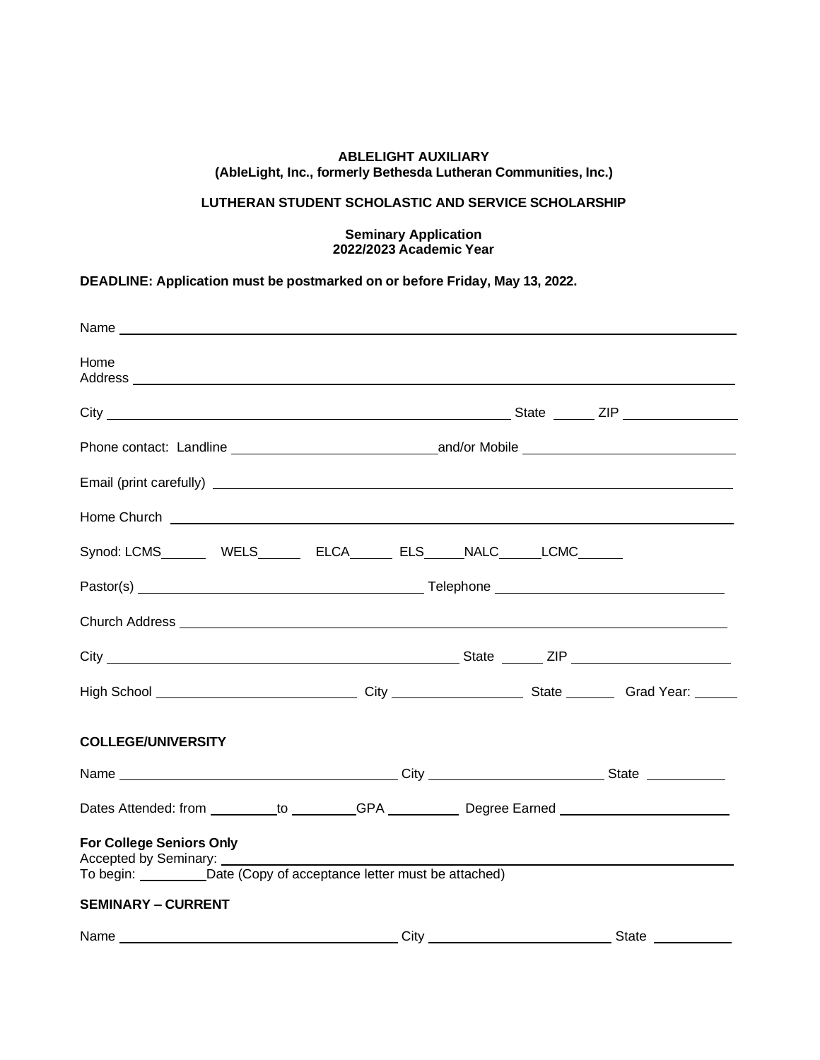**ABLELIGHT AUXILIARY**
**(AbleLight, Inc., formerly Bethesda Lutheran Communities, Inc.)**

**LUTHERAN STUDENT SCHOLASTIC AND SERVICE SCHOLARSHIP**

**Seminary Application**
**2022/2023 Academic Year**

**DEADLINE: Application must be postmarked on or before Friday, May 13, 2022.**

Name ______________________________________________________________

Home
Address ______________________________________________________________

City ______________________________________ State ______ ZIP ______________

Phone contact: Landline ______________________ and/or Mobile ______________________

Email (print carefully) ______________________________________________________

Home Church ______________________________________________________________

Synod: LCMS______ WELS______ ELCA______ ELS_____ NALC_____ LCMC______

Pastor(s) ______________________________ Telephone ______________________________

Church Address ______________________________________________________________

City ______________________________________ State ______ ZIP ______________

High School ______________________ City ______________ State ______ Grad Year: ______

**COLLEGE/UNIVERSITY**

Name ______________________________ City ____________________ State __________

Dates Attended: from _________ to _________ GPA _________ Degree Earned ______________________

**For College Seniors Only**
Accepted by Seminary: ______________________________________________________
To begin: _________ Date (Copy of acceptance letter must be attached)

**SEMINARY – CURRENT**

Name ______________________________ City ____________________ State __________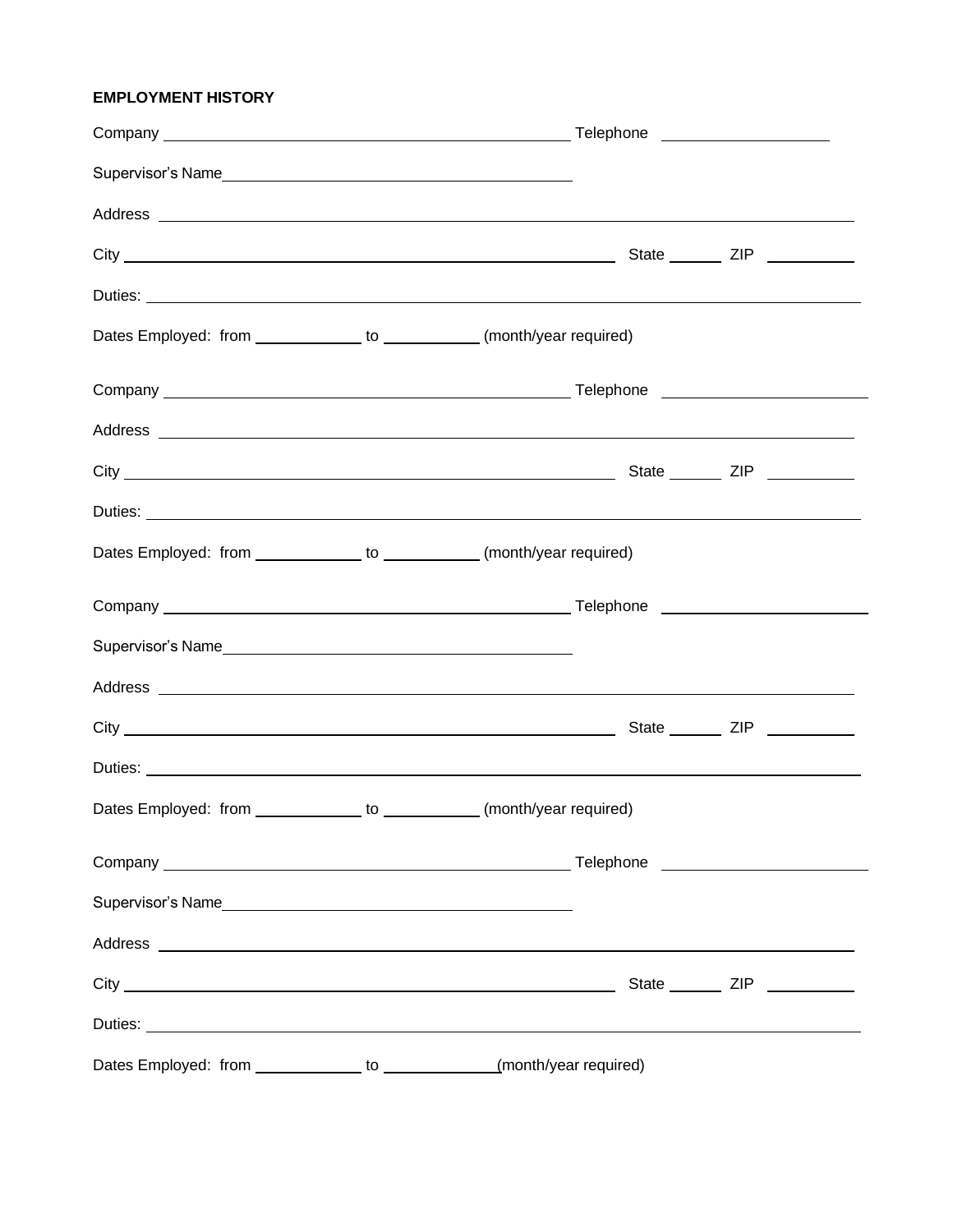**EMPLOYMENT HISTORY**

Company ______________________________ Telephone ______________

Supervisor's Name ______________________________

Address ______________________________________________

City ______________________________ State ______ ZIP ________

Duties: ______________________________________________

Dates Employed: from ___________ to ___________ (month/year required)

Company ______________________________ Telephone ______________

Address ______________________________________________

City ______________________________ State ______ ZIP ________

Duties: ______________________________________________

Dates Employed: from ___________ to ___________ (month/year required)

Company ______________________________ Telephone ______________

Supervisor's Name ______________________________

Address ______________________________________________

City ______________________________ State ______ ZIP ________

Duties: ______________________________________________

Dates Employed: from ___________ to ___________ (month/year required)

Company ______________________________ Telephone ______________

Supervisor's Name ______________________________

Address ______________________________________________

City ______________________________ State ______ ZIP ________

Duties: ______________________________________________

Dates Employed: from ___________ to ___________ (month/year required)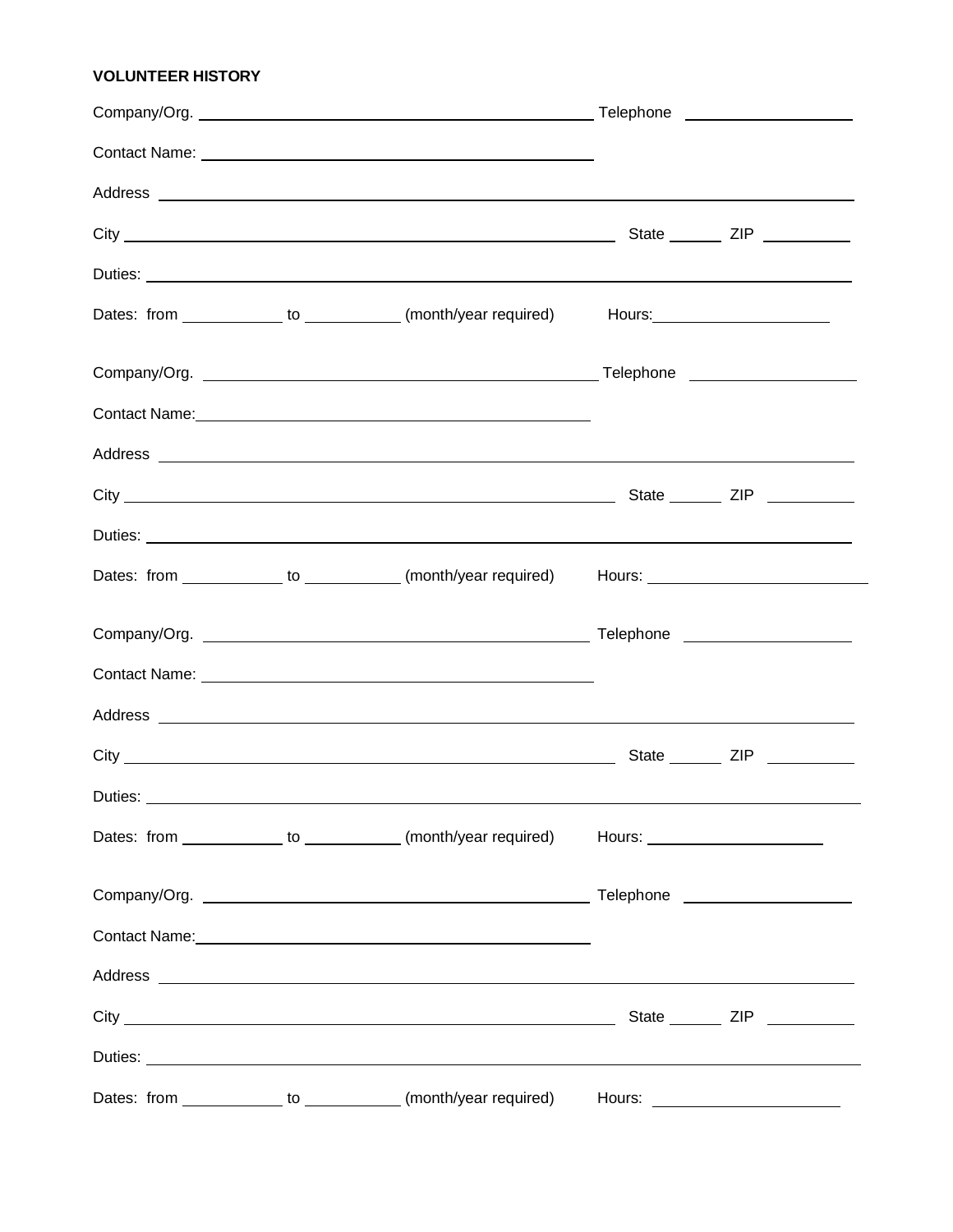**VOLUNTEER HISTORY**

Company/Org. ________________________________________ Telephone ________________

Contact Name: ________________________________________

Address ____________________________________________________________________

City ________________________________________________ State ______ ZIP __________

Duties: ____________________________________________________________________

Dates: from ___________ to ___________ (month/year required) Hours: ____________________

Company/Org. ________________________________________ Telephone ________________

Contact Name: ________________________________________

Address ____________________________________________________________________

City ________________________________________________ State ______ ZIP __________

Duties: ____________________________________________________________________

Dates: from ___________ to ___________ (month/year required) Hours: ____________________

Company/Org. ________________________________________ Telephone ________________

Contact Name: ________________________________________

Address ____________________________________________________________________

City ________________________________________________ State ______ ZIP __________

Duties: ____________________________________________________________________

Dates: from ___________ to ___________ (month/year required) Hours: ____________________

Company/Org. ________________________________________ Telephone ________________

Contact Name: ________________________________________

Address ____________________________________________________________________

City ________________________________________________ State ______ ZIP __________

Duties: ____________________________________________________________________

Dates: from ___________ to ___________ (month/year required) Hours: ____________________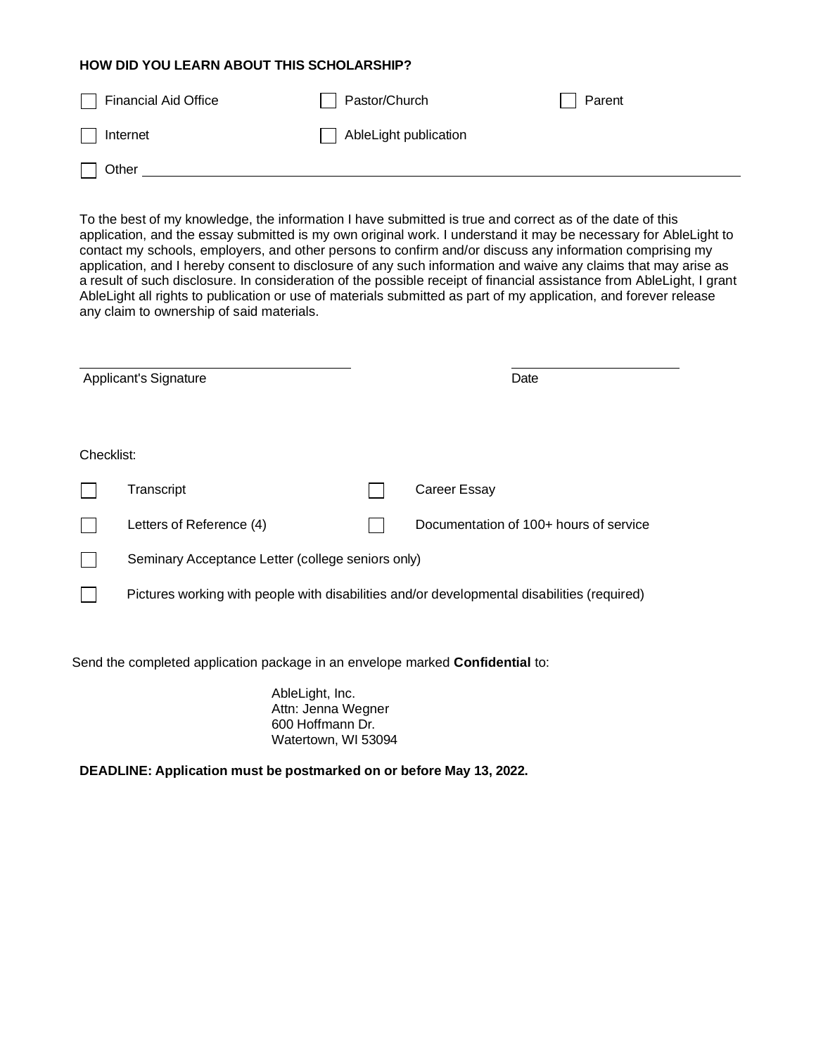**HOW DID YOU LEARN ABOUT THIS SCHOLARSHIP?**

- [ ] Financial Aid Office
- [ ] Pastor/Church
- [ ] Parent
- [ ] Internet
- [ ] AbleLight publication
- [ ] Other ____________________________________________

To the best of my knowledge, the information I have submitted is true and correct as of the date of this application, and the essay submitted is my own original work. I understand it may be necessary for AbleLight to contact my schools, employers, and other persons to confirm and/or discuss any information comprising my application, and I hereby consent to disclosure of any such information and waive any claims that may arise as a result of such disclosure. In consideration of the possible receipt of financial assistance from AbleLight, I grant AbleLight all rights to publication or use of materials submitted as part of my application, and forever release any claim to ownership of said materials.

______________________________ Applicant's Signature

______________________ Date

Checklist:

- [ ] Transcript
- [ ] Career Essay
- [ ] Letters of Reference (4)
- [ ] Documentation of 100+ hours of service
- [ ] Seminary Acceptance Letter (college seniors only)
- [ ] Pictures working with people with disabilities and/or developmental disabilities (required)

Send the completed application package in an envelope marked **Confidential** to:

AbleLight, Inc.
Attn: Jenna Wegner
600 Hoffmann Dr.
Watertown, WI 53094

**DEADLINE: Application must be postmarked on or before May 13, 2022.**